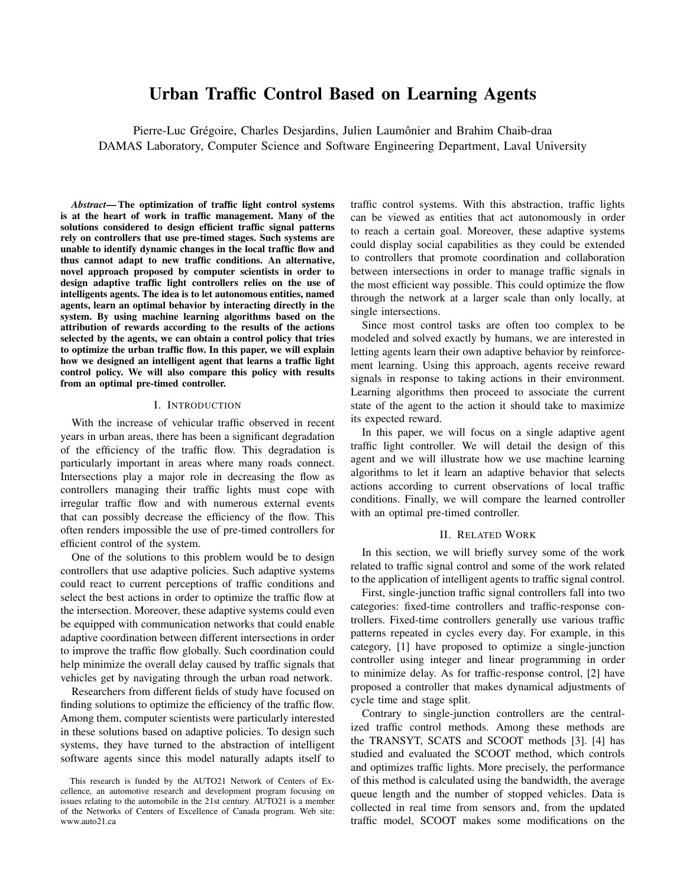# Urban Traffic Control Based on Learning Agents

Pierre-Luc Grégoire, Charles Desjardins, Julien Laumônier and Brahim Chaib-draa
DAMAS Laboratory, Computer Science and Software Engineering Department, Laval University

***Abstract*— The optimization of traffic light control systems is at the heart of work in traffic management. Many of the solutions considered to design efficient traffic signal patterns rely on controllers that use pre-timed stages. Such systems are unable to identify dynamic changes in the local traffic flow and thus cannot adapt to new traffic conditions. An alternative, novel approach proposed by computer scientists in order to design adaptive traffic light controllers relies on the use of intelligents agents. The idea is to let autonomous entities, named agents, learn an optimal behavior by interacting directly in the system. By using machine learning algorithms based on the attribution of rewards according to the results of the actions selected by the agents, we can obtain a control policy that tries to optimize the urban traffic flow. In this paper, we will explain how we designed an intelligent agent that learns a traffic light control policy. We will also compare this policy with results from an optimal pre-timed controller.**

## I. Introduction

With the increase of vehicular traffic observed in recent years in urban areas, there has been a significant degradation of the efficiency of the traffic flow. This degradation is particularly important in areas where many roads connect. Intersections play a major role in decreasing the flow as controllers managing their traffic lights must cope with irregular traffic flow and with numerous external events that can possibly decrease the efficiency of the flow. This often renders impossible the use of pre-timed controllers for efficient control of the system.

One of the solutions to this problem would be to design controllers that use adaptive policies. Such adaptive systems could react to current perceptions of traffic conditions and select the best actions in order to optimize the traffic flow at the intersection. Moreover, these adaptive systems could even be equipped with communication networks that could enable adaptive coordination between different intersections in order to improve the traffic flow globally. Such coordination could help minimize the overall delay caused by traffic signals that vehicles get by navigating through the urban road network.

Researchers from different fields of study have focused on finding solutions to optimize the efficiency of the traffic flow. Among them, computer scientists were particularly interested in these solutions based on adaptive policies. To design such systems, they have turned to the abstraction of intelligent software agents since this model naturally adapts itself to traffic control systems. With this abstraction, traffic lights can be viewed as entities that act autonomously in order to reach a certain goal. Moreover, these adaptive systems could display social capabilities as they could be extended to controllers that promote coordination and collaboration between intersections in order to manage traffic signals in the most efficient way possible. This could optimize the flow through the network at a larger scale than only locally, at single intersections.

Since most control tasks are often too complex to be modeled and solved exactly by humans, we are interested in letting agents learn their own adaptive behavior by reinforcement learning. Using this approach, agents receive reward signals in response to taking actions in their environment. Learning algorithms then proceed to associate the current state of the agent to the action it should take to maximize its expected reward.

In this paper, we will focus on a single adaptive agent traffic light controller. We will detail the design of this agent and we will illustrate how we use machine learning algorithms to let it learn an adaptive behavior that selects actions according to current observations of local traffic conditions. Finally, we will compare the learned controller with an optimal pre-timed controller.

## II. Related Work

In this section, we will briefly survey some of the work related to traffic signal control and some of the work related to the application of intelligent agents to traffic signal control.

First, single-junction traffic signal controllers fall into two categories: fixed-time controllers and traffic-response controllers. Fixed-time controllers generally use various traffic patterns repeated in cycles every day. For example, in this category, [1] have proposed to optimize a single-junction controller using integer and linear programming in order to minimize delay. As for traffic-response control, [2] have proposed a controller that makes dynamical adjustments of cycle time and stage split.

Contrary to single-junction controllers are the centralized traffic control methods. Among these methods are the TRANSYT, SCATS and SCOOT methods [3]. [4] has studied and evaluated the SCOOT method, which controls and optimizes traffic lights. More precisely, the performance of this method is calculated using the bandwidth, the average queue length and the number of stopped vehicles. Data is collected in real time from sensors and, from the updated traffic model, SCOOT makes some modifications on the

This research is funded by the AUTO21 Network of Centers of Excellence, an automotive research and development program focusing on issues relating to the automobile in the 21st century. AUTO21 is a member of the Networks of Centers of Excellence of Canada program. Web site: www.auto21.ca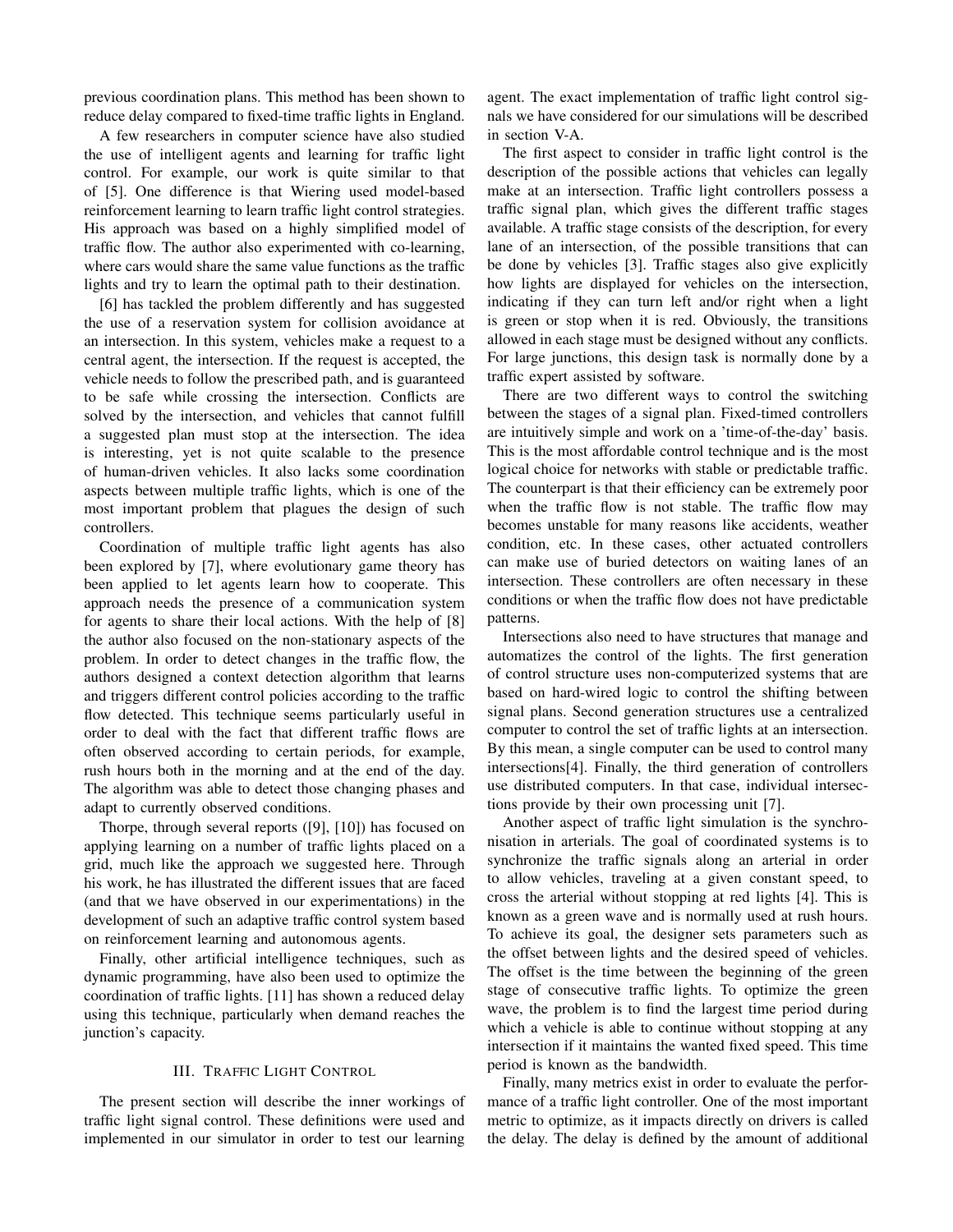previous coordination plans. This method has been shown to reduce delay compared to fixed-time traffic lights in England.

A few researchers in computer science have also studied the use of intelligent agents and learning for traffic light control. For example, our work is quite similar to that of [5]. One difference is that Wiering used model-based reinforcement learning to learn traffic light control strategies. His approach was based on a highly simplified model of traffic flow. The author also experimented with co-learning, where cars would share the same value functions as the traffic lights and try to learn the optimal path to their destination.

[6] has tackled the problem differently and has suggested the use of a reservation system for collision avoidance at an intersection. In this system, vehicles make a request to a central agent, the intersection. If the request is accepted, the vehicle needs to follow the prescribed path, and is guaranteed to be safe while crossing the intersection. Conflicts are solved by the intersection, and vehicles that cannot fulfill a suggested plan must stop at the intersection. The idea is interesting, yet is not quite scalable to the presence of human-driven vehicles. It also lacks some coordination aspects between multiple traffic lights, which is one of the most important problem that plagues the design of such controllers.

Coordination of multiple traffic light agents has also been explored by [7], where evolutionary game theory has been applied to let agents learn how to cooperate. This approach needs the presence of a communication system for agents to share their local actions. With the help of [8] the author also focused on the non-stationary aspects of the problem. In order to detect changes in the traffic flow, the authors designed a context detection algorithm that learns and triggers different control policies according to the traffic flow detected. This technique seems particularly useful in order to deal with the fact that different traffic flows are often observed according to certain periods, for example, rush hours both in the morning and at the end of the day. The algorithm was able to detect those changing phases and adapt to currently observed conditions.

Thorpe, through several reports ([9], [10]) has focused on applying learning on a number of traffic lights placed on a grid, much like the approach we suggested here. Through his work, he has illustrated the different issues that are faced (and that we have observed in our experimentations) in the development of such an adaptive traffic control system based on reinforcement learning and autonomous agents.

Finally, other artificial intelligence techniques, such as dynamic programming, have also been used to optimize the coordination of traffic lights. [11] has shown a reduced delay using this technique, particularly when demand reaches the junction's capacity.

## III. Traffic Light Control

The present section will describe the inner workings of traffic light signal control. These definitions were used and implemented in our simulator in order to test our learning agent. The exact implementation of traffic light control signals we have considered for our simulations will be described in section V-A.

The first aspect to consider in traffic light control is the description of the possible actions that vehicles can legally make at an intersection. Traffic light controllers possess a traffic signal plan, which gives the different traffic stages available. A traffic stage consists of the description, for every lane of an intersection, of the possible transitions that can be done by vehicles [3]. Traffic stages also give explicitly how lights are displayed for vehicles on the intersection, indicating if they can turn left and/or right when a light is green or stop when it is red. Obviously, the transitions allowed in each stage must be designed without any conflicts. For large junctions, this design task is normally done by a traffic expert assisted by software.

There are two different ways to control the switching between the stages of a signal plan. Fixed-timed controllers are intuitively simple and work on a 'time-of-the-day' basis. This is the most affordable control technique and is the most logical choice for networks with stable or predictable traffic. The counterpart is that their efficiency can be extremely poor when the traffic flow is not stable. The traffic flow may becomes unstable for many reasons like accidents, weather condition, etc. In these cases, other actuated controllers can make use of buried detectors on waiting lanes of an intersection. These controllers are often necessary in these conditions or when the traffic flow does not have predictable patterns.

Intersections also need to have structures that manage and automatizes the control of the lights. The first generation of control structure uses non-computerized systems that are based on hard-wired logic to control the shifting between signal plans. Second generation structures use a centralized computer to control the set of traffic lights at an intersection. By this mean, a single computer can be used to control many intersections[4]. Finally, the third generation of controllers use distributed computers. In that case, individual intersections provide by their own processing unit [7].

Another aspect of traffic light simulation is the synchronisation in arterials. The goal of coordinated systems is to synchronize the traffic signals along an arterial in order to allow vehicles, traveling at a given constant speed, to cross the arterial without stopping at red lights [4]. This is known as a green wave and is normally used at rush hours. To achieve its goal, the designer sets parameters such as the offset between lights and the desired speed of vehicles. The offset is the time between the beginning of the green stage of consecutive traffic lights. To optimize the green wave, the problem is to find the largest time period during which a vehicle is able to continue without stopping at any intersection if it maintains the wanted fixed speed. This time period is known as the bandwidth.

Finally, many metrics exist in order to evaluate the performance of a traffic light controller. One of the most important metric to optimize, as it impacts directly on drivers is called the delay. The delay is defined by the amount of additional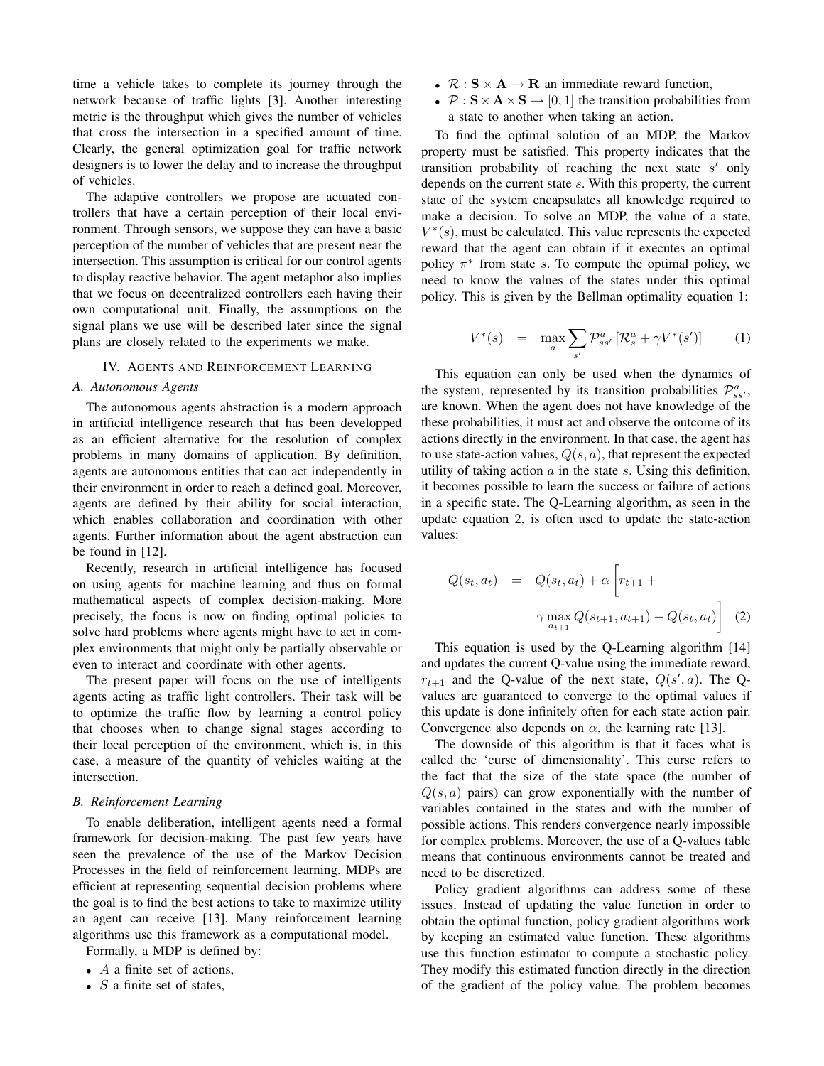time a vehicle takes to complete its journey through the network because of traffic lights [3]. Another interesting metric is the throughput which gives the number of vehicles that cross the intersection in a specified amount of time. Clearly, the general optimization goal for traffic network designers is to lower the delay and to increase the throughput of vehicles.

The adaptive controllers we propose are actuated controllers that have a certain perception of their local environment. Through sensors, we suppose they can have a basic perception of the number of vehicles that are present near the intersection. This assumption is critical for our control agents to display reactive behavior. The agent metaphor also implies that we focus on decentralized controllers each having their own computational unit. Finally, the assumptions on the signal plans we use will be described later since the signal plans are closely related to the experiments we make.

## IV. Agents and Reinforcement Learning

### A. Autonomous Agents

The autonomous agents abstraction is a modern approach in artificial intelligence research that has been developped as an efficient alternative for the resolution of complex problems in many domains of application. By definition, agents are autonomous entities that can act independently in their environment in order to reach a defined goal. Moreover, agents are defined by their ability for social interaction, which enables collaboration and coordination with other agents. Further information about the agent abstraction can be found in [12].

Recently, research in artificial intelligence has focused on using agents for machine learning and thus on formal mathematical aspects of complex decision-making. More precisely, the focus is now on finding optimal policies to solve hard problems where agents might have to act in complex environments that might only be partially observable or even to interact and coordinate with other agents.

The present paper will focus on the use of intelligents agents acting as traffic light controllers. Their task will be to optimize the traffic flow by learning a control policy that chooses when to change signal stages according to their local perception of the environment, which is, in this case, a measure of the quantity of vehicles waiting at the intersection.

### B. Reinforcement Learning

To enable deliberation, intelligent agents need a formal framework for decision-making. The past few years have seen the prevalence of the use of the Markov Decision Processes in the field of reinforcement learning. MDPs are efficient at representing sequential decision problems where the goal is to find the best actions to take to maximize utility an agent can receive [13]. Many reinforcement learning algorithms use this framework as a computational model.

Formally, a MDP is defined by:

- $A$ a finite set of actions,
- $S$ a finite set of states,
- $\mathcal{R} : \mathbf{S} \times \mathbf{A} \rightarrow \mathbf{R}$ an immediate reward function,
- $\mathcal{P} : \mathbf{S} \times \mathbf{A} \times \mathbf{S} \rightarrow [0, 1]$ the transition probabilities from a state to another when taking an action.

To find the optimal solution of an MDP, the Markov property must be satisfied. This property indicates that the transition probability of reaching the next state $s'$ only depends on the current state $s$. With this property, the current state of the system encapsulates all knowledge required to make a decision. To solve an MDP, the value of a state, $V^*(s)$, must be calculated. This value represents the expected reward that the agent can obtain if it executes an optimal policy $\pi^*$ from state $s$. To compute the optimal policy, we need to know the values of the states under this optimal policy. This is given by the Bellman optimality equation 1:

$$V^*(s) \quad = \quad \max_a \sum_{s'} \mathcal{P}^a_{ss'} \left[ \mathcal{R}^a_s + \gamma V^*(s') \right] \qquad (1)$$

This equation can only be used when the dynamics of the system, represented by its transition probabilities $\mathcal{P}^a_{ss'}$, are known. When the agent does not have knowledge of the these probabilities, it must act and observe the outcome of its actions directly in the environment. In that case, the agent has to use state-action values, $Q(s, a)$, that represent the expected utility of taking action $a$ in the state $s$. Using this definition, it becomes possible to learn the success or failure of actions in a specific state. The Q-Learning algorithm, as seen in the update equation 2, is often used to update the state-action values:

$$Q(s_t, a_t) \quad = \quad Q(s_t, a_t) + \alpha \Big[ r_{t+1} + \gamma \max_{a_{t+1}} Q(s_{t+1}, a_{t+1}) - Q(s_t, a_t) \Big] \quad (2)$$

This equation is used by the Q-Learning algorithm [14] and updates the current Q-value using the immediate reward, $r_{t+1}$ and the Q-value of the next state, $Q(s', a)$. The Q-values are guaranteed to converge to the optimal values if this update is done infinitely often for each state action pair. Convergence also depends on $\alpha$, the learning rate [13].

The downside of this algorithm is that it faces what is called the 'curse of dimensionality'. This curse refers to the fact that the size of the state space (the number of $Q(s, a)$ pairs) can grow exponentially with the number of variables contained in the states and with the number of possible actions. This renders convergence nearly impossible for complex problems. Moreover, the use of a Q-values table means that continuous environments cannot be treated and need to be discretized.

Policy gradient algorithms can address some of these issues. Instead of updating the value function in order to obtain the optimal function, policy gradient algorithms work by keeping an estimated value function. These algorithms use this function estimator to compute a stochastic policy. They modify this estimated function directly in the direction of the gradient of the policy value. The problem becomes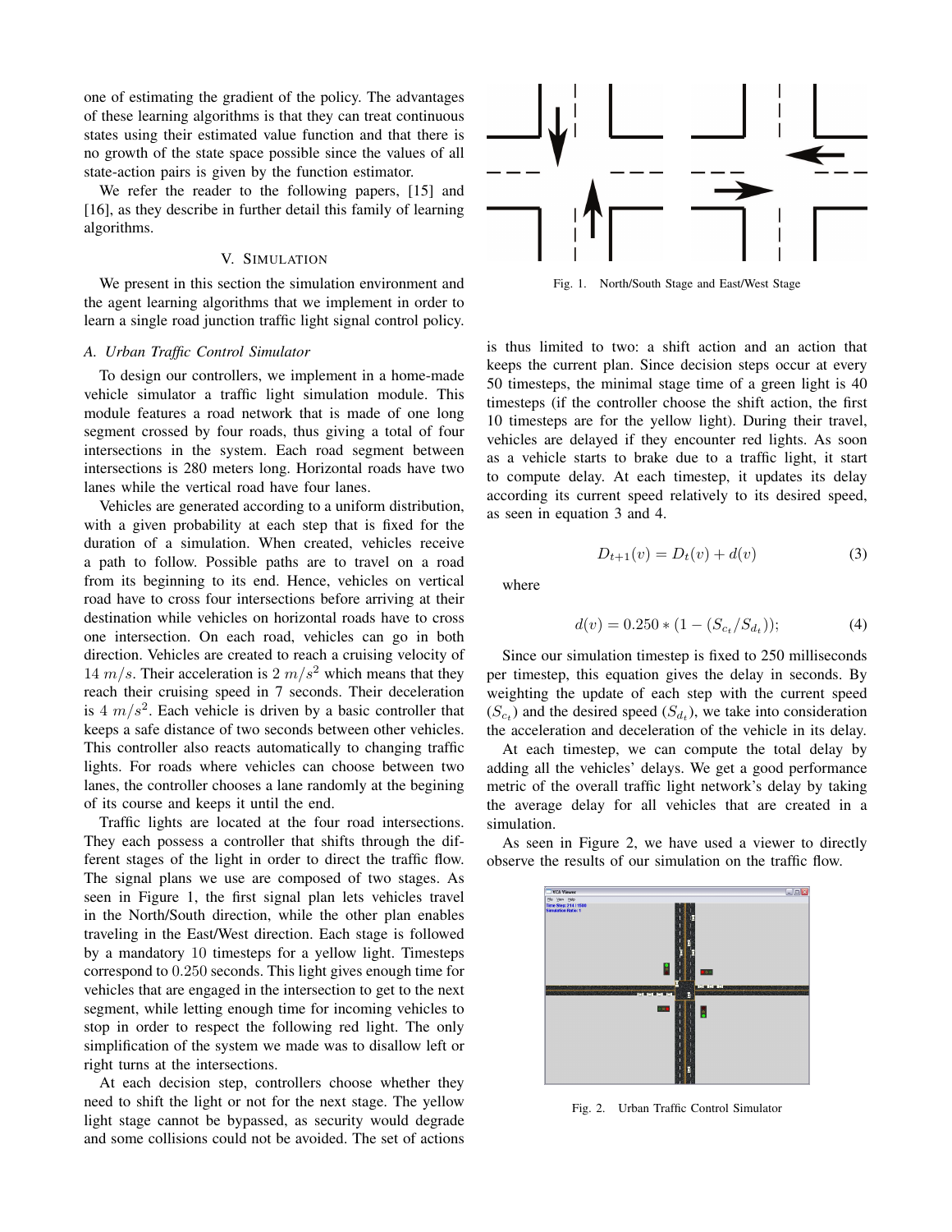one of estimating the gradient of the policy. The advantages of these learning algorithms is that they can treat continuous states using their estimated value function and that there is no growth of the state space possible since the values of all state-action pairs is given by the function estimator.

We refer the reader to the following papers, [15] and [16], as they describe in further detail this family of learning algorithms.

## V. Simulation

We present in this section the simulation environment and the agent learning algorithms that we implement in order to learn a single road junction traffic light signal control policy.

### A. Urban Traffic Control Simulator

To design our controllers, we implement in a home-made vehicle simulator a traffic light simulation module. This module features a road network that is made of one long segment crossed by four roads, thus giving a total of four intersections in the system. Each road segment between intersections is 280 meters long. Horizontal roads have two lanes while the vertical road have four lanes.

Vehicles are generated according to a uniform distribution, with a given probability at each step that is fixed for the duration of a simulation. When created, vehicles receive a path to follow. Possible paths are to travel on a road from its beginning to its end. Hence, vehicles on vertical road have to cross four intersections before arriving at their destination while vehicles on horizontal roads have to cross one intersection. On each road, vehicles can go in both direction. Vehicles are created to reach a cruising velocity of $14\ m/s$. Their acceleration is $2\ m/s^2$ which means that they reach their cruising speed in 7 seconds. Their deceleration is $4\ m/s^2$. Each vehicle is driven by a basic controller that keeps a safe distance of two seconds between other vehicles. This controller also reacts automatically to changing traffic lights. For roads where vehicles can choose between two lanes, the controller chooses a lane randomly at the begining of its course and keeps it until the end.

Traffic lights are located at the four road intersections. They each possess a controller that shifts through the different stages of the light in order to direct the traffic flow. The signal plans we use are composed of two stages. As seen in Figure 1, the first signal plan lets vehicles travel in the North/South direction, while the other plan enables traveling in the East/West direction. Each stage is followed by a mandatory 10 timesteps for a yellow light. Timesteps correspond to 0.250 seconds. This light gives enough time for vehicles that are engaged in the intersection to get to the next segment, while letting enough time for incoming vehicles to stop in order to respect the following red light. The only simplification of the system we made was to disallow left or right turns at the intersections.

At each decision step, controllers choose whether they need to shift the light or not for the next stage. The yellow light stage cannot be bypassed, as security would degrade and some collisions could not be avoided. The set of actions is thus limited to two: a shift action and an action that keeps the current plan. Since decision steps occur at every 50 timesteps, the minimal stage time of a green light is 40 timesteps (if the controller choose the shift action, the first 10 timesteps are for the yellow light). During their travel, vehicles are delayed if they encounter red lights. As soon as a vehicle starts to brake due to a traffic light, it start to compute delay. At each timestep, it updates its delay according its current speed relatively to its desired speed, as seen in equation 3 and 4.

Fig. 1. North/South Stage and East/West Stage

$$D_{t+1}(v) = D_t(v) + d(v) \tag{3}$$

where

$$d(v) = 0.250 * (1 - (S_{c_t}/S_{d_t})); \tag{4}$$

Since our simulation timestep is fixed to 250 milliseconds per timestep, this equation gives the delay in seconds. By weighting the update of each step with the current speed ($S_{c_t}$) and the desired speed ($S_{d_t}$), we take into consideration the acceleration and deceleration of the vehicle in its delay.

At each timestep, we can compute the total delay by adding all the vehicles' delays. We get a good performance metric of the overall traffic light network's delay by taking the average delay for all vehicles that are created in a simulation.

As seen in Figure 2, we have used a viewer to directly observe the results of our simulation on the traffic flow.

Fig. 2. Urban Traffic Control Simulator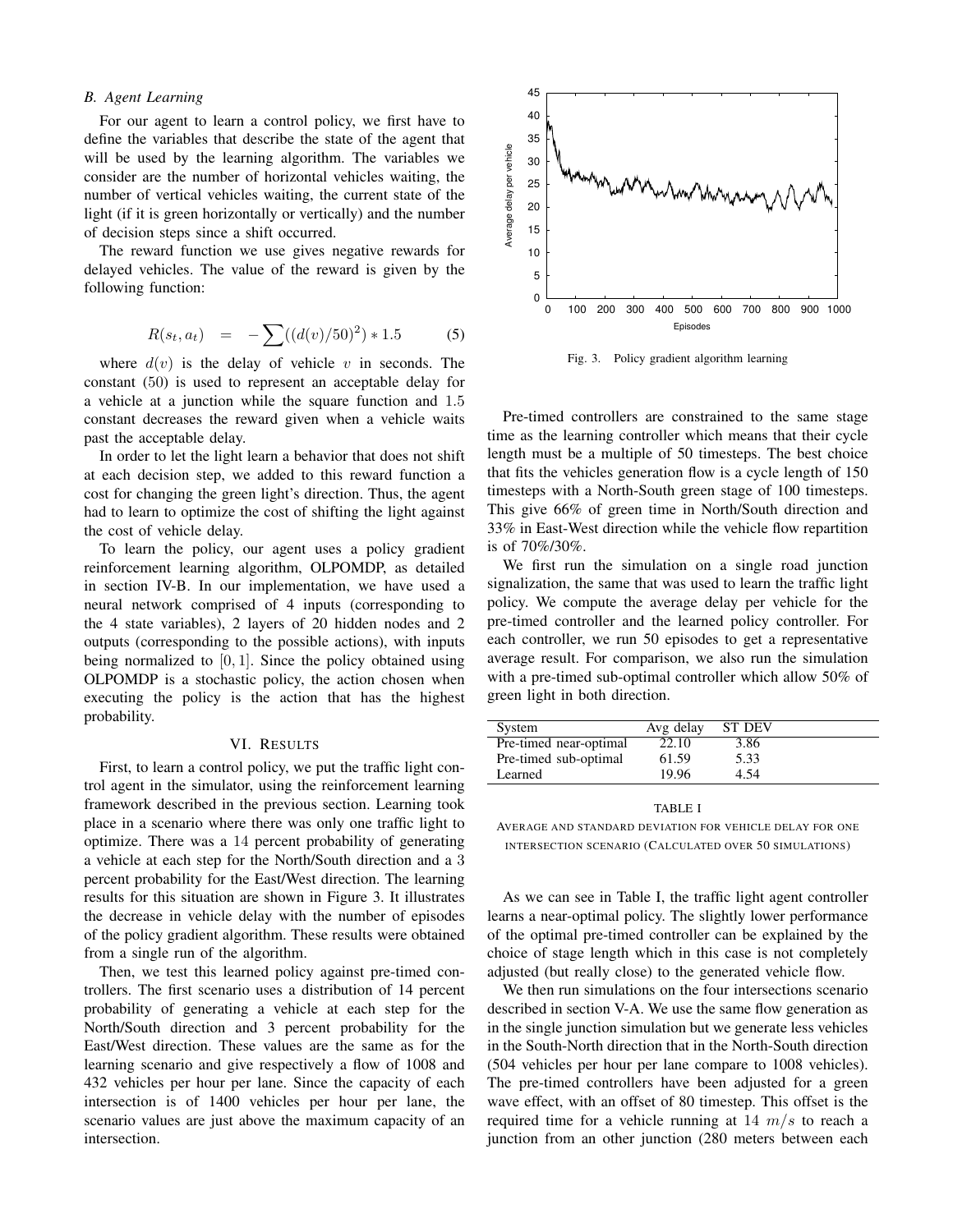### B. Agent Learning

For our agent to learn a control policy, we first have to define the variables that describe the state of the agent that will be used by the learning algorithm. The variables we consider are the number of horizontal vehicles waiting, the number of vertical vehicles waiting, the current state of the light (if it is green horizontally or vertically) and the number of decision steps since a shift occurred.

The reward function we use gives negative rewards for delayed vehicles. The value of the reward is given by the following function:

$$R(s_t, a_t) \quad = \quad -\sum((d(v)/50)^2) * 1.5 \qquad (5)$$

where $d(v)$ is the delay of vehicle $v$ in seconds. The constant (50) is used to represent an acceptable delay for a vehicle at a junction while the square function and $1.5$ constant decreases the reward given when a vehicle waits past the acceptable delay.

In order to let the light learn a behavior that does not shift at each decision step, we added to this reward function a cost for changing the green light's direction. Thus, the agent had to learn to optimize the cost of shifting the light against the cost of vehicle delay.

To learn the policy, our agent uses a policy gradient reinforcement learning algorithm, OLPOMDP, as detailed in section IV-B. In our implementation, we have used a neural network comprised of 4 inputs (corresponding to the 4 state variables), 2 layers of 20 hidden nodes and 2 outputs (corresponding to the possible actions), with inputs being normalized to $[0, 1]$. Since the policy obtained using OLPOMDP is a stochastic policy, the action chosen when executing the policy is the action that has the highest probability.

## VI. Results

First, to learn a control policy, we put the traffic light control agent in the simulator, using the reinforcement learning framework described in the previous section. Learning took place in a scenario where there was only one traffic light to optimize. There was a $14$ percent probability of generating a vehicle at each step for the North/South direction and a 3 percent probability for the East/West direction. The learning results for this situation are shown in Figure 3. It illustrates the decrease in vehicle delay with the number of episodes of the policy gradient algorithm. These results were obtained from a single run of the algorithm.

Then, we test this learned policy against pre-timed controllers. The first scenario uses a distribution of 14 percent probability of generating a vehicle at each step for the North/South direction and 3 percent probability for the East/West direction. These values are the same as for the learning scenario and give respectively a flow of 1008 and 432 vehicles per hour per lane. Since the capacity of each intersection is of 1400 vehicles per hour per lane, the scenario values are just above the maximum capacity of an intersection.

Fig. 3. Policy gradient algorithm learning

Pre-timed controllers are constrained to the same stage time as the learning controller which means that their cycle length must be a multiple of 50 timesteps. The best choice that fits the vehicles generation flow is a cycle length of 150 timesteps with a North-South green stage of 100 timesteps. This give 66% of green time in North/South direction and 33% in East-West direction while the vehicle flow repartition is of 70%/30%.

We first run the simulation on a single road junction signalization, the same that was used to learn the traffic light policy. We compute the average delay per vehicle for the pre-timed controller and the learned policy controller. For each controller, we run 50 episodes to get a representative average result. For comparison, we also run the simulation with a pre-timed sub-optimal controller which allow 50% of green light in both direction.

| System | Avg delay | ST DEV |
|---|---|---|
| Pre-timed near-optimal | 22.10 | 3.86 |
| Pre-timed sub-optimal | 61.59 | 5.33 |
| Learned | 19.96 | 4.54 |

TABLE I

Average and standard deviation for vehicle delay for one intersection scenario (Calculated over 50 simulations)

As we can see in Table I, the traffic light agent controller learns a near-optimal policy. The slightly lower performance of the optimal pre-timed controller can be explained by the choice of stage length which in this case is not completely adjusted (but really close) to the generated vehicle flow.

We then run simulations on the four intersections scenario described in section V-A. We use the same flow generation as in the single junction simulation but we generate less vehicles in the South-North direction that in the North-South direction (504 vehicles per hour per lane compare to 1008 vehicles). The pre-timed controllers have been adjusted for a green wave effect, with an offset of 80 timestep. This offset is the required time for a vehicle running at $14$ $m/s$ to reach a junction from an other junction (280 meters between each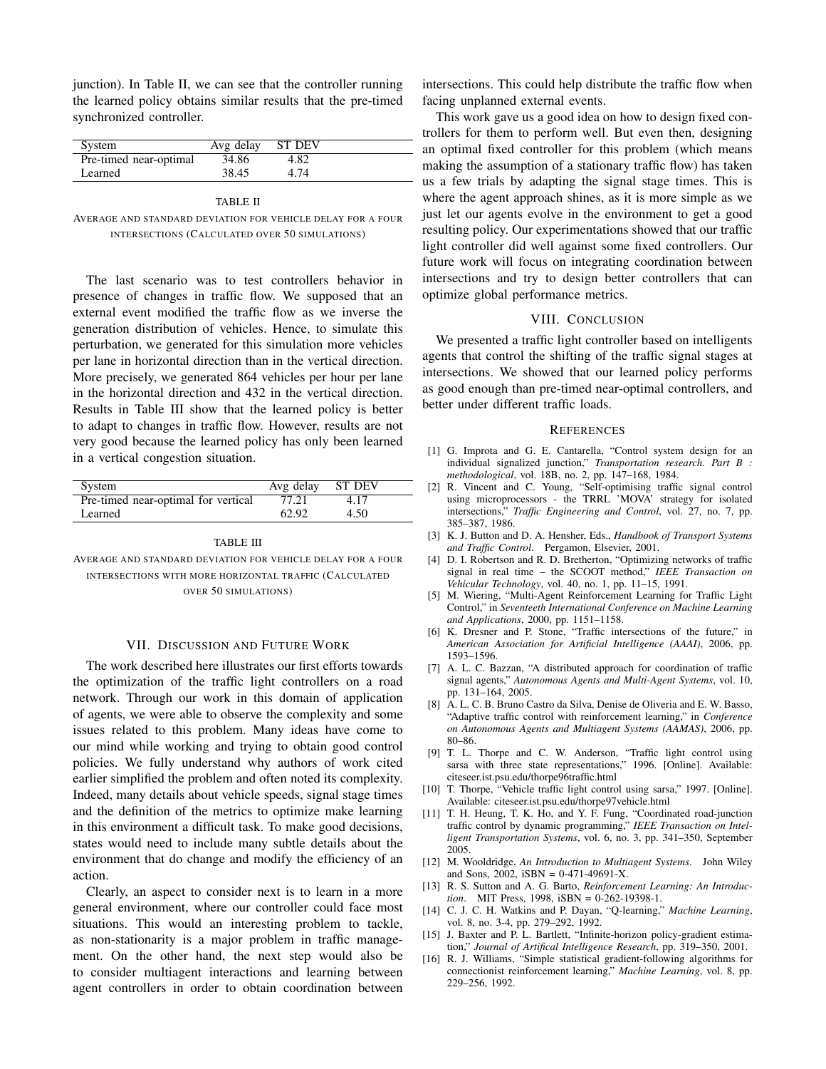junction). In Table II, we can see that the controller running the learned policy obtains similar results that the pre-timed synchronized controller.

| System | Avg delay | ST DEV |
|---|---|---|
| Pre-timed near-optimal | 34.86 | 4.82 |
| Learned | 38.45 | 4.74 |

TABLE II

AVERAGE AND STANDARD DEVIATION FOR VEHICLE DELAY FOR A FOUR INTERSECTIONS (CALCULATED OVER 50 SIMULATIONS)

The last scenario was to test controllers behavior in presence of changes in traffic flow. We supposed that an external event modified the traffic flow as we inverse the generation distribution of vehicles. Hence, to simulate this perturbation, we generated for this simulation more vehicles per lane in horizontal direction than in the vertical direction. More precisely, we generated 864 vehicles per hour per lane in the horizontal direction and 432 in the vertical direction. Results in Table III show that the learned policy is better to adapt to changes in traffic flow. However, results are not very good because the learned policy has only been learned in a vertical congestion situation.

| System | Avg delay | ST DEV |
|---|---|---|
| Pre-timed near-optimal for vertical | 77.21 | 4.17 |
| Learned | 62.92 | 4.50 |

TABLE III

AVERAGE AND STANDARD DEVIATION FOR VEHICLE DELAY FOR A FOUR INTERSECTIONS WITH MORE HORIZONTAL TRAFFIC (CALCULATED OVER 50 SIMULATIONS)

## VII. DISCUSSION AND FUTURE WORK

The work described here illustrates our first efforts towards the optimization of the traffic light controllers on a road network. Through our work in this domain of application of agents, we were able to observe the complexity and some issues related to this problem. Many ideas have come to our mind while working and trying to obtain good control policies. We fully understand why authors of work cited earlier simplified the problem and often noted its complexity. Indeed, many details about vehicle speeds, signal stage times and the definition of the metrics to optimize make learning in this environment a difficult task. To make good decisions, states would need to include many subtle details about the environment that do change and modify the efficiency of an action.

Clearly, an aspect to consider next is to learn in a more general environment, where our controller could face most situations. This would an interesting problem to tackle, as non-stationarity is a major problem in traffic management. On the other hand, the next step would also be to consider multiagent interactions and learning between agent controllers in order to obtain coordination between intersections. This could help distribute the traffic flow when facing unplanned external events.

This work gave us a good idea on how to design fixed controllers for them to perform well. But even then, designing an optimal fixed controller for this problem (which means making the assumption of a stationary traffic flow) has taken us a few trials by adapting the signal stage times. This is where the agent approach shines, as it is more simple as we just let our agents evolve in the environment to get a good resulting policy. Our experimentations showed that our traffic light controller did well against some fixed controllers. Our future work will focus on integrating coordination between intersections and try to design better controllers that can optimize global performance metrics.

## VIII. CONCLUSION

We presented a traffic light controller based on intelligents agents that control the shifting of the traffic signal stages at intersections. We showed that our learned policy performs as good enough than pre-timed near-optimal controllers, and better under different traffic loads.

## REFERENCES

[1] G. Improta and G. E. Cantarella, "Control system design for an individual signalized junction," *Transportation research. Part B : methodological*, vol. 18B, no. 2, pp. 147–168, 1984.

[2] R. Vincent and C. Young, "Self-optimising traffic signal control using microprocessors - the TRRL 'MOVA' strategy for isolated intersections," *Traffic Engineering and Control*, vol. 27, no. 7, pp. 385–387, 1986.

[3] K. J. Button and D. A. Hensher, Eds., *Handbook of Transport Systems and Traffic Control*. Pergamon, Elsevier, 2001.

[4] D. I. Robertson and R. D. Bretherton, "Optimizing networks of traffic signal in real time – the SCOOT method," *IEEE Transaction on Vehicular Technology*, vol. 40, no. 1, pp. 11–15, 1991.

[5] M. Wiering, "Multi-Agent Reinforcement Learning for Traffic Light Control," in *Seventeenth International Conference on Machine Learning and Applications*, 2000, pp. 1151–1158.

[6] K. Dresner and P. Stone, "Traffic intersections of the future," in *American Association for Artificial Intelligence (AAAI)*, 2006, pp. 1593–1596.

[7] A. L. C. Bazzan, "A distributed approach for coordination of traffic signal agents," *Autonomous Agents and Multi-Agent Systems*, vol. 10, pp. 131–164, 2005.

[8] A. L. C. B. Bruno Castro da Silva, Denise de Oliveria and E. W. Basso, "Adaptive traffic control with reinforcement learning," in *Conference on Autonomous Agents and Multiagent Systems (AAMAS)*, 2006, pp. 80–86.

[9] T. L. Thorpe and C. W. Anderson, "Traffic light control using sarsa with three state representations," 1996. [Online]. Available: citeseer.ist.psu.edu/thorpe96traffic.html

[10] T. Thorpe, "Vehicle traffic light control using sarsa," 1997. [Online]. Available: citeseer.ist.psu.edu/thorpe97vehicle.html

[11] T. H. Heung, T. K. Ho, and Y. F. Fung, "Coordinated road-junction traffic control by dynamic programming," *IEEE Transaction on Intelligent Transportation Systems*, vol. 6, no. 3, pp. 341–350, September 2005.

[12] M. Wooldridge, *An Introduction to Multiagent Systems*. John Wiley and Sons, 2002, iSBN = 0-471-49691-X.

[13] R. S. Sutton and A. G. Barto, *Reinforcement Learning: An Introduction*. MIT Press, 1998, iSBN = 0-262-19398-1.

[14] C. J. C. H. Watkins and P. Dayan, "Q-learning," *Machine Learning*, vol. 8, no. 3-4, pp. 279–292, 1992.

[15] J. Baxter and P. L. Bartlett, "Infinite-horizon policy-gradient estimation," *Journal of Artifical Intelligence Research*, pp. 319–350, 2001.

[16] R. J. Williams, "Simple statistical gradient-following algorithms for connectionist reinforcement learning," *Machine Learning*, vol. 8, pp. 229–256, 1992.